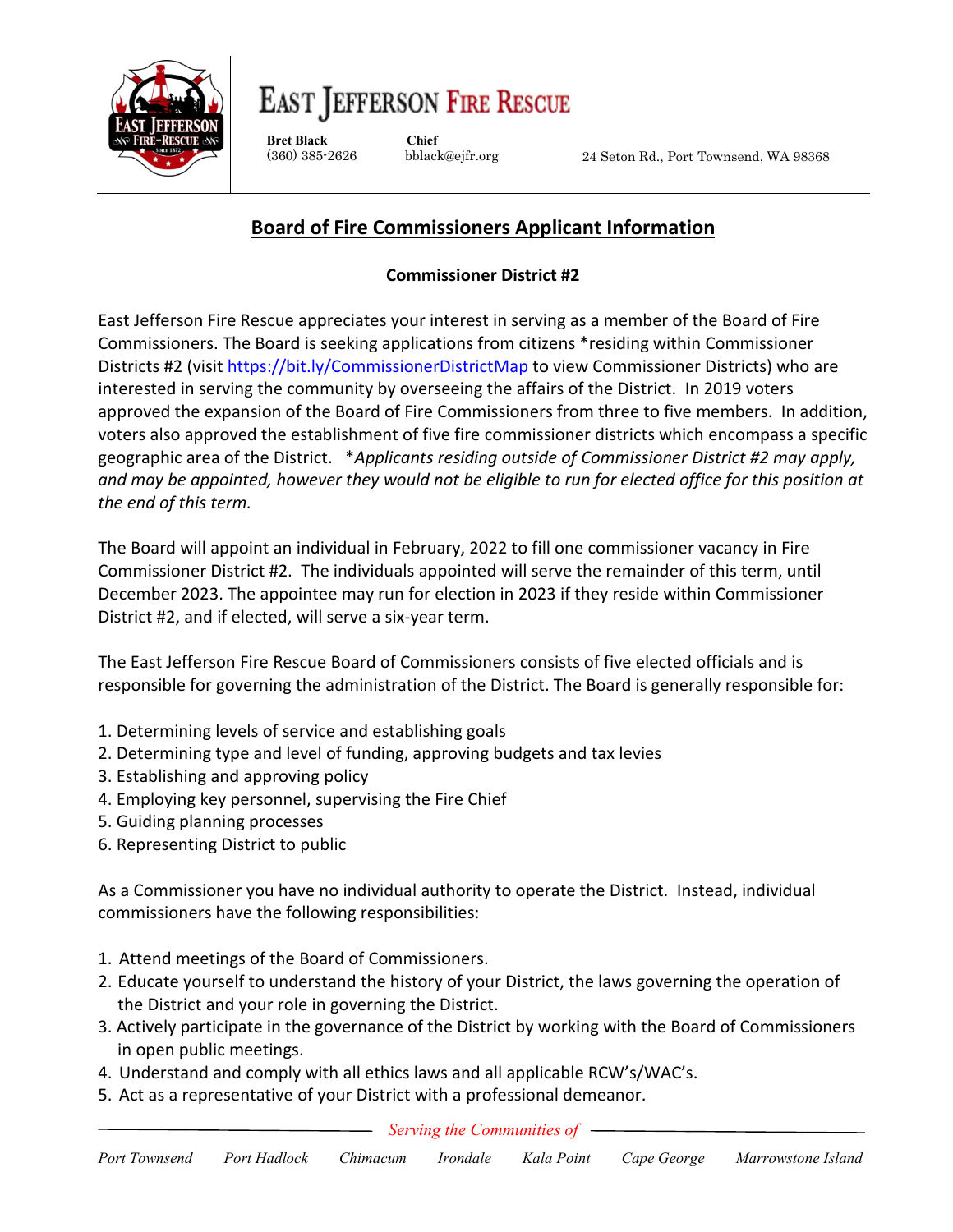# EAST JEFFERSON FIRE RESCUE

**Bret Black** (360) 385-2626 **Chief** bblack@ejfr.org 24 Seton Rd., Port Townsend, WA 98368

## Board of Fire Commissioners Applicant Information

**Commissioner District #2**

East Jefferson Fire Rescue appreciates your interest in serving as a member of the Board of Fire Commissioners. The Board is seeking applications from citizens *residing within Commissioner Districts #2 (visit https://bit.ly/CommissionerDistrictMap to view Commissioner Districts) who are interested in serving the community by overseeing the affairs of the District. In 2019 voters approved the expansion of the Board of Fire Commissioners from three to five members. In addition, voters also approved the establishment of five fire commissioner districts which encompass a specific geographic area of the District. **Applicants residing outside of Commissioner District #2 may apply, and may be appointed, however they would not be eligible to run for elected office for this position at the end of this term.*

The Board will appoint an individual in February, 2022 to fill one commissioner vacancy in Fire Commissioner District #2. The individuals appointed will serve the remainder of this term, until December 2023. The appointee may run for election in 2023 if they reside within Commissioner District #2, and if elected, will serve a six-year term.

The East Jefferson Fire Rescue Board of Commissioners consists of five elected officials and is responsible for governing the administration of the District. The Board is generally responsible for:

1. Determining levels of service and establishing goals
2. Determining type and level of funding, approving budgets and tax levies
3. Establishing and approving policy
4. Employing key personnel, supervising the Fire Chief
5. Guiding planning processes
6. Representing District to public

As a Commissioner you have no individual authority to operate the District. Instead, individual commissioners have the following responsibilities:

1. Attend meetings of the Board of Commissioners.
2. Educate yourself to understand the history of your District, the laws governing the operation of the District and your role in governing the District.
3. Actively participate in the governance of the District by working with the Board of Commissioners in open public meetings.
4. Understand and comply with all ethics laws and all applicable RCW's/WAC's.
5. Act as a representative of your District with a professional demeanor.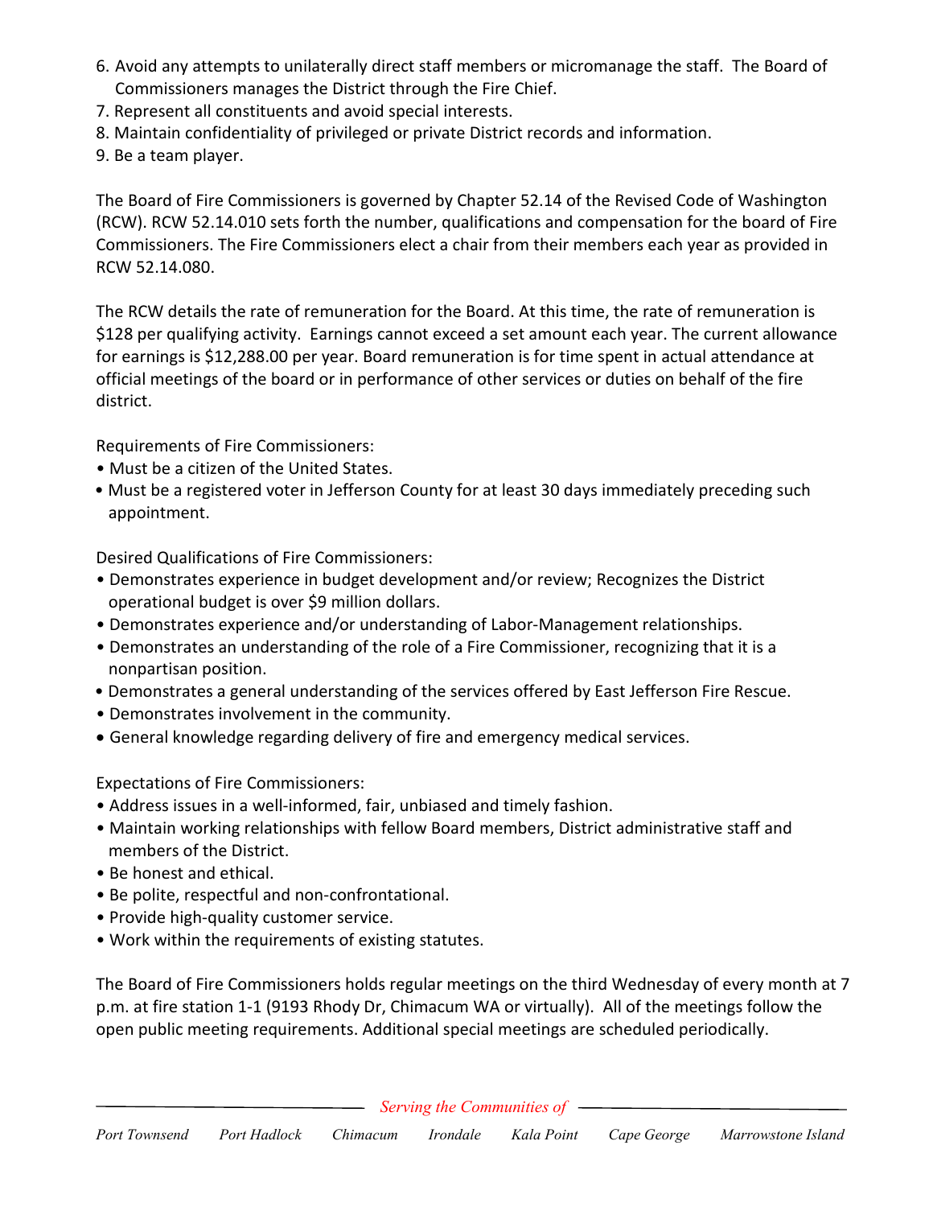6. Avoid any attempts to unilaterally direct staff members or micromanage the staff. The Board of Commissioners manages the District through the Fire Chief.
7. Represent all constituents and avoid special interests.
8. Maintain confidentiality of privileged or private District records and information.
9. Be a team player.

The Board of Fire Commissioners is governed by Chapter 52.14 of the Revised Code of Washington (RCW). RCW 52.14.010 sets forth the number, qualifications and compensation for the board of Fire Commissioners. The Fire Commissioners elect a chair from their members each year as provided in RCW 52.14.080.

The RCW details the rate of remuneration for the Board. At this time, the rate of remuneration is $128 per qualifying activity. Earnings cannot exceed a set amount each year. The current allowance for earnings is $12,288.00 per year. Board remuneration is for time spent in actual attendance at official meetings of the board or in performance of other services or duties on behalf of the fire district.

Requirements of Fire Commissioners:

- Must be a citizen of the United States.
- Must be a registered voter in Jefferson County for at least 30 days immediately preceding such appointment.

Desired Qualifications of Fire Commissioners:

- Demonstrates experience in budget development and/or review; Recognizes the District operational budget is over $9 million dollars.
- Demonstrates experience and/or understanding of Labor-Management relationships.
- Demonstrates an understanding of the role of a Fire Commissioner, recognizing that it is a nonpartisan position.
- Demonstrates a general understanding of the services offered by East Jefferson Fire Rescue.
- Demonstrates involvement in the community.
- General knowledge regarding delivery of fire and emergency medical services.

Expectations of Fire Commissioners:

- Address issues in a well-informed, fair, unbiased and timely fashion.
- Maintain working relationships with fellow Board members, District administrative staff and members of the District.
- Be honest and ethical.
- Be polite, respectful and non-confrontational.
- Provide high-quality customer service.
- Work within the requirements of existing statutes.

The Board of Fire Commissioners holds regular meetings on the third Wednesday of every month at 7 p.m. at fire station 1-1 (9193 Rhody Dr, Chimacum WA or virtually). All of the meetings follow the open public meeting requirements. Additional special meetings are scheduled periodically.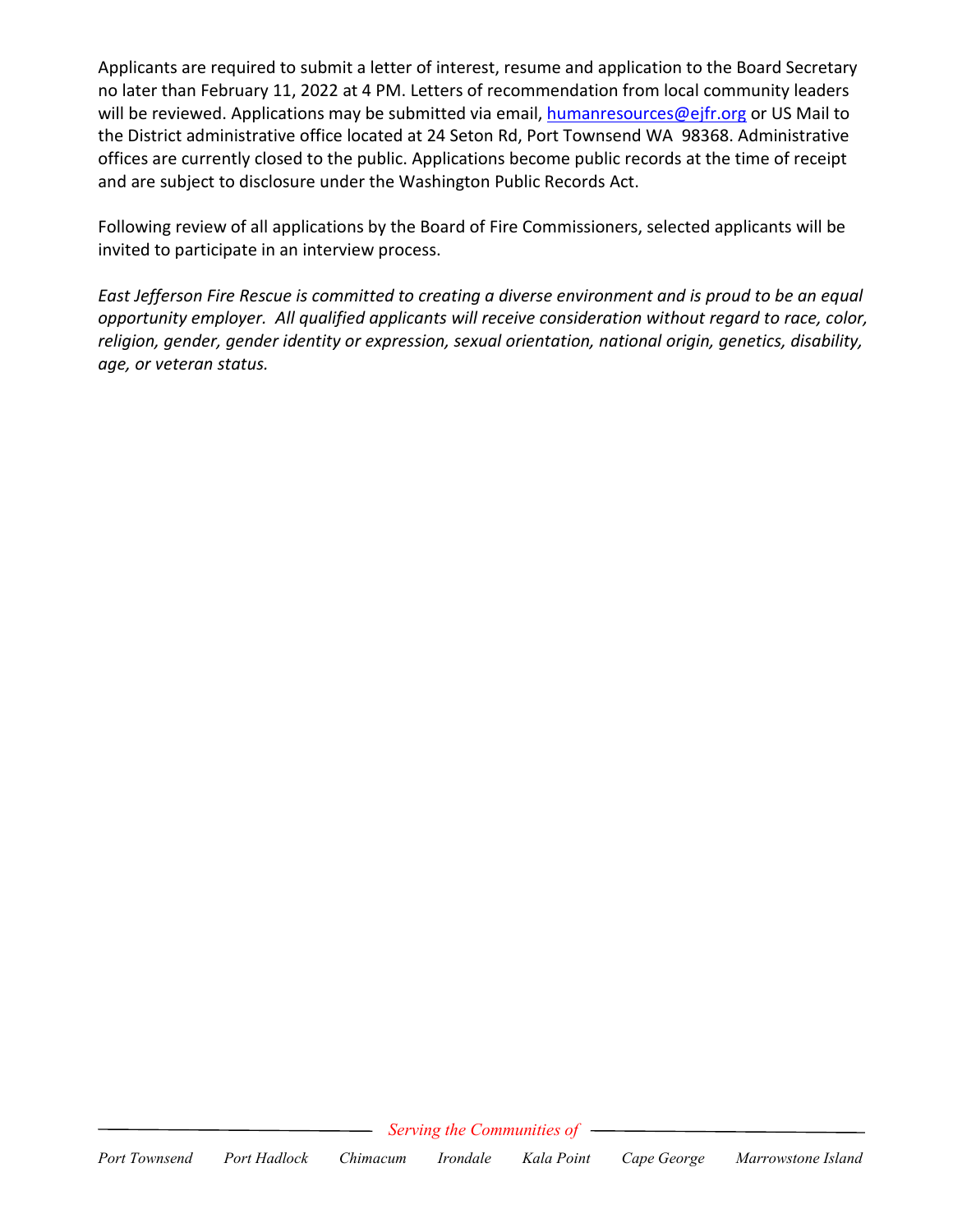Applicants are required to submit a letter of interest, resume and application to the Board Secretary no later than February 11, 2022 at 4 PM. Letters of recommendation from local community leaders will be reviewed. Applications may be submitted via email, humanresources@ejfr.org or US Mail to the District administrative office located at 24 Seton Rd, Port Townsend WA 98368. Administrative offices are currently closed to the public. Applications become public records at the time of receipt and are subject to disclosure under the Washington Public Records Act.

Following review of all applications by the Board of Fire Commissioners, selected applicants will be invited to participate in an interview process.

*East Jefferson Fire Rescue is committed to creating a diverse environment and is proud to be an equal opportunity employer. All qualified applicants will receive consideration without regard to race, color, religion, gender, gender identity or expression, sexual orientation, national origin, genetics, disability, age, or veteran status.*